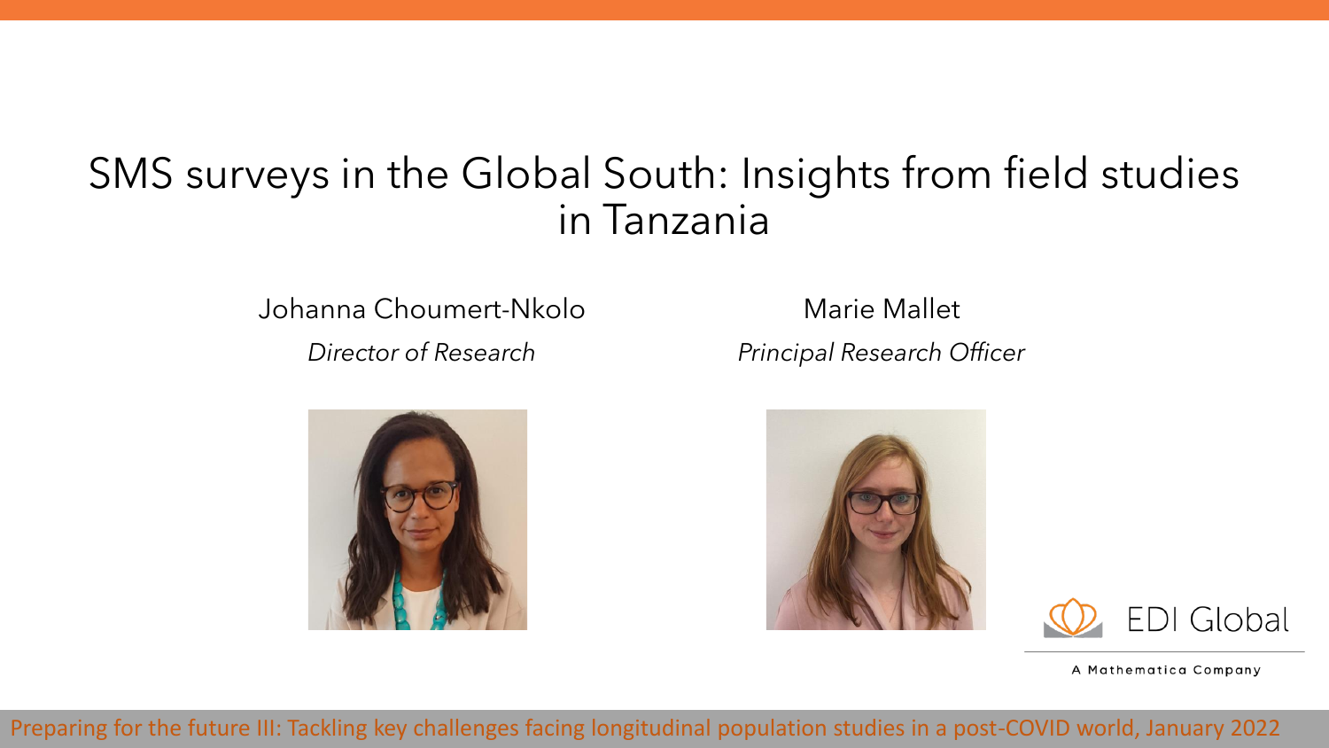# SMS surveys in the Global South: Insights from field studies in Tanzania

Johanna Choumert-Nkolo

*Director of Research*

Marie Mallet

*Principal Research Officer*

EDI Global

A Mathematica Company

Preparing for the future III: Tackling key challenges facing longitudinal population studies in a post-COVID world, January 2022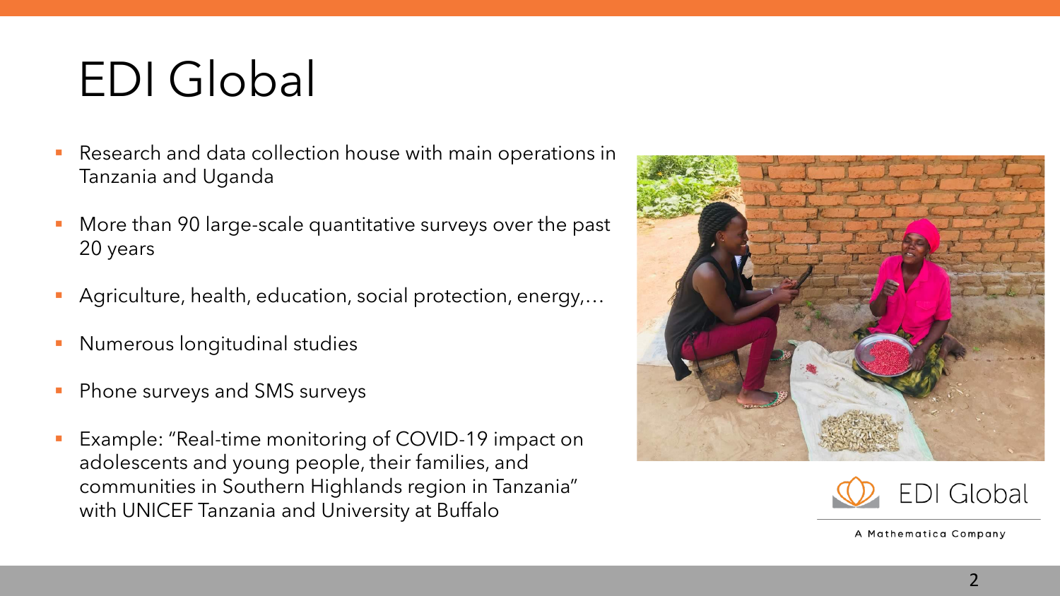# EDI Global

- Research and data collection house with main operations in Tanzania and Uganda
- More than 90 large-scale quantitative surveys over the past 20 years
- Agriculture, health, education, social protection, energy,…
- Numerous longitudinal studies
- Phone surveys and SMS surveys
- Example: "Real-time monitoring of COVID-19 impact on adolescents and young people, their families, and communities in Southern Highlands region in Tanzania" with UNICEF Tanzania and University at Buffalo

EDI Global

A Mathematica Company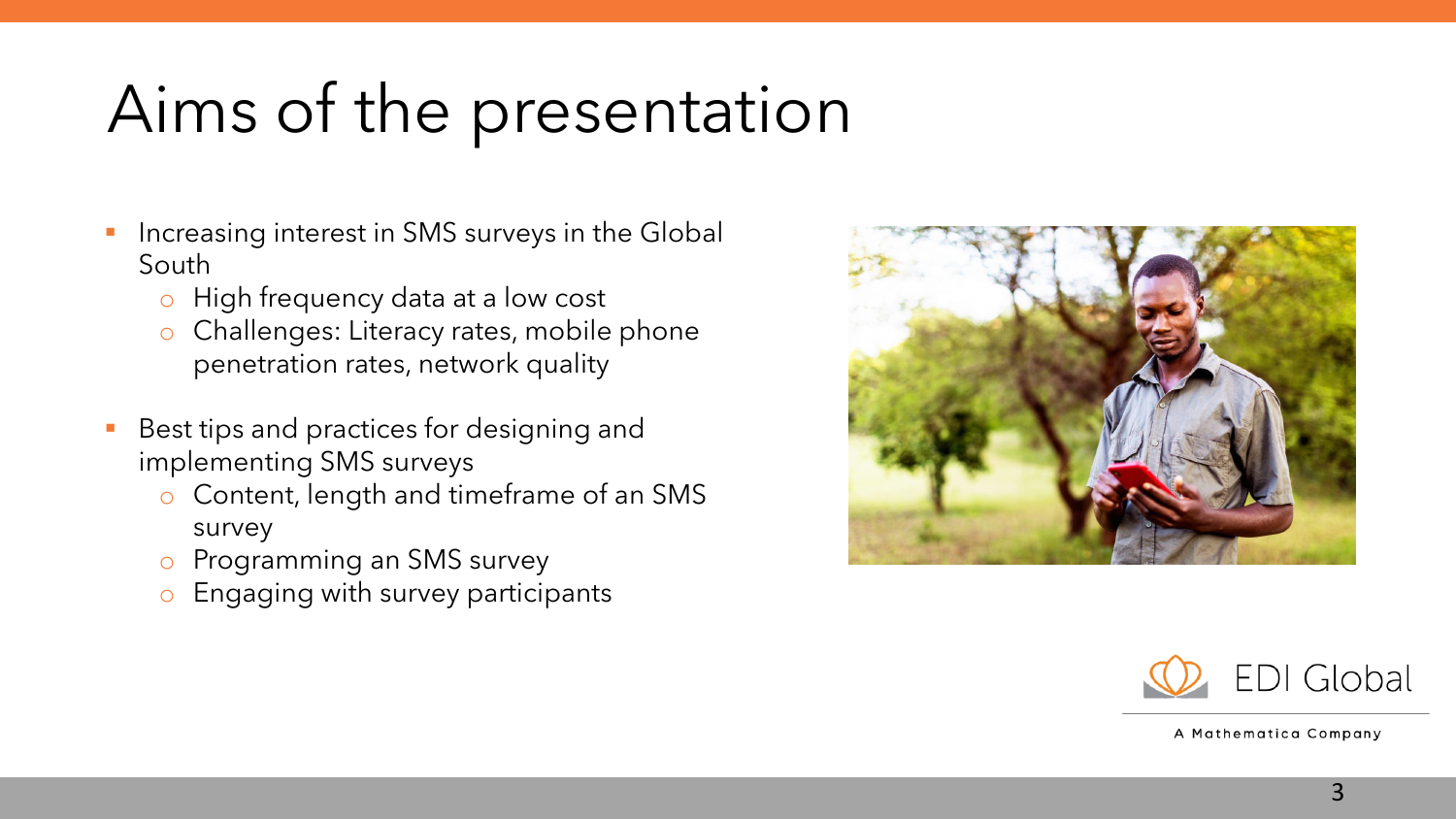# Aims of the presentation

- Increasing interest in SMS surveys in the Global South
  - High frequency data at a low cost
  - Challenges: Literacy rates, mobile phone penetration rates, network quality
- Best tips and practices for designing and implementing SMS surveys
  - Content, length and timeframe of an SMS survey
  - Programming an SMS survey
  - Engaging with survey participants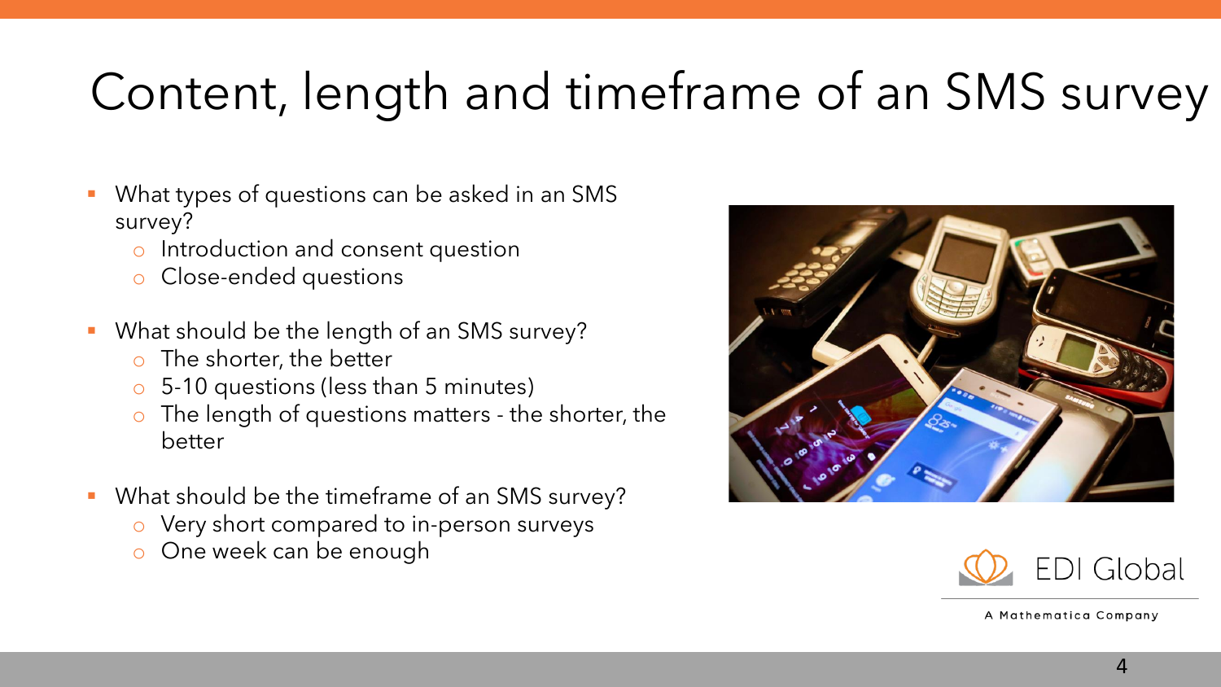# Content, length and timeframe of an SMS survey

- What types of questions can be asked in an SMS survey?
  - Introduction and consent question
  - Close-ended questions

- What should be the length of an SMS survey?
  - The shorter, the better
  - 5-10 questions (less than 5 minutes)
  - The length of questions matters - the shorter, the better

- What should be the timeframe of an SMS survey?
  - Very short compared to in-person surveys
  - One week can be enough

EDI Global

A Mathematica Company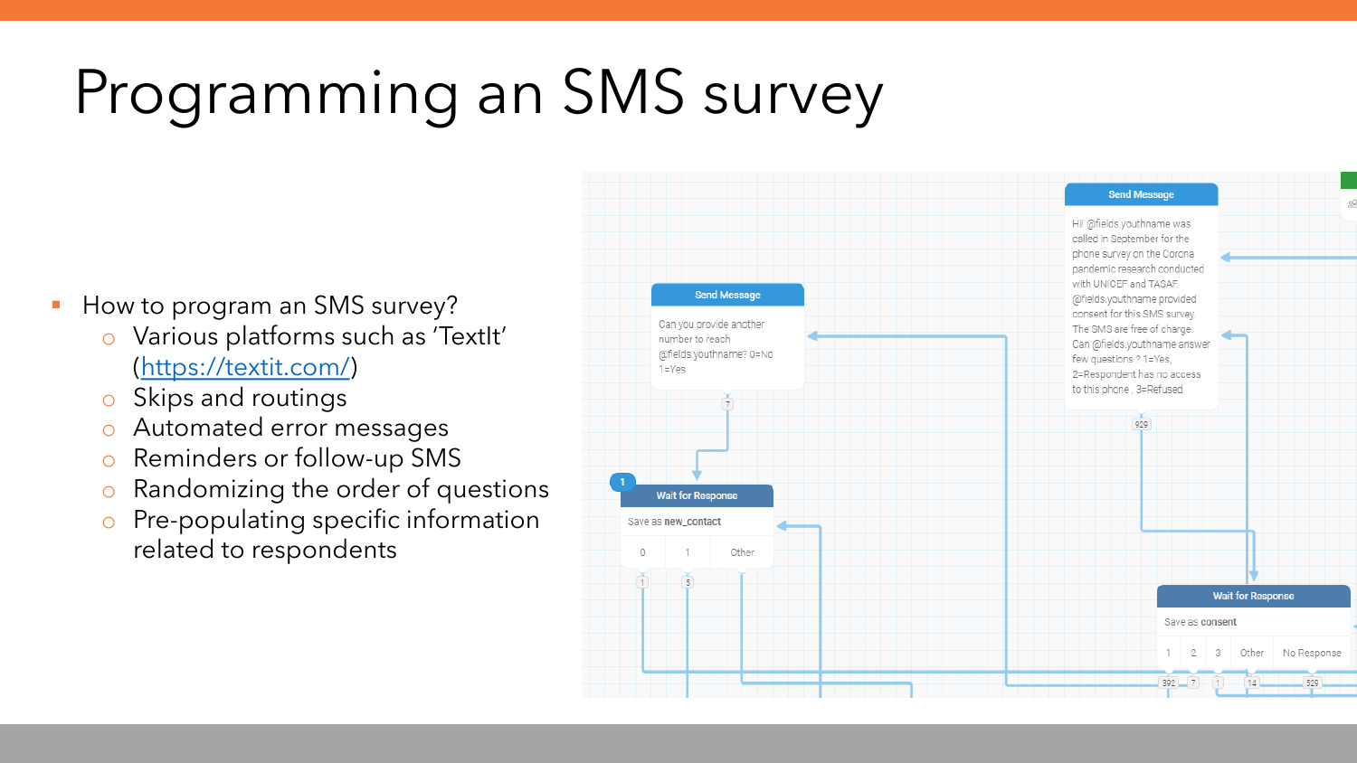# Programming an SMS survey

- How to program an SMS survey?
  - Various platforms such as 'TextIt' ([https://textit.com/](https://textit.com/))
  - Skips and routings
  - Automated error messages
  - Reminders or follow-up SMS
  - Randomizing the order of questions
  - Pre-populating specific information related to respondents

Send Message

Hi! @fields.youthname was called in September for the phone survey on the Corona pandemic research conducted with UNICEF and TASAF. @fields.youthname provided consent for this SMS survey. The SMS are free of charge. Can @fields.youthname answer few questions ? 1=Yes, 2=Respondent has no access to this phone , 3=Refused

929

Send Message

Can you provide another number to reach @fields.youthname? 0=No 1=Yes

7

1

Wait for Response

Save as new_contact

0 | 1 | Other

1 | 5

Wait for Response

Save as consent

1 | 2 | 3 | Other | No Response

392 | 7 | 1 | 14 | 529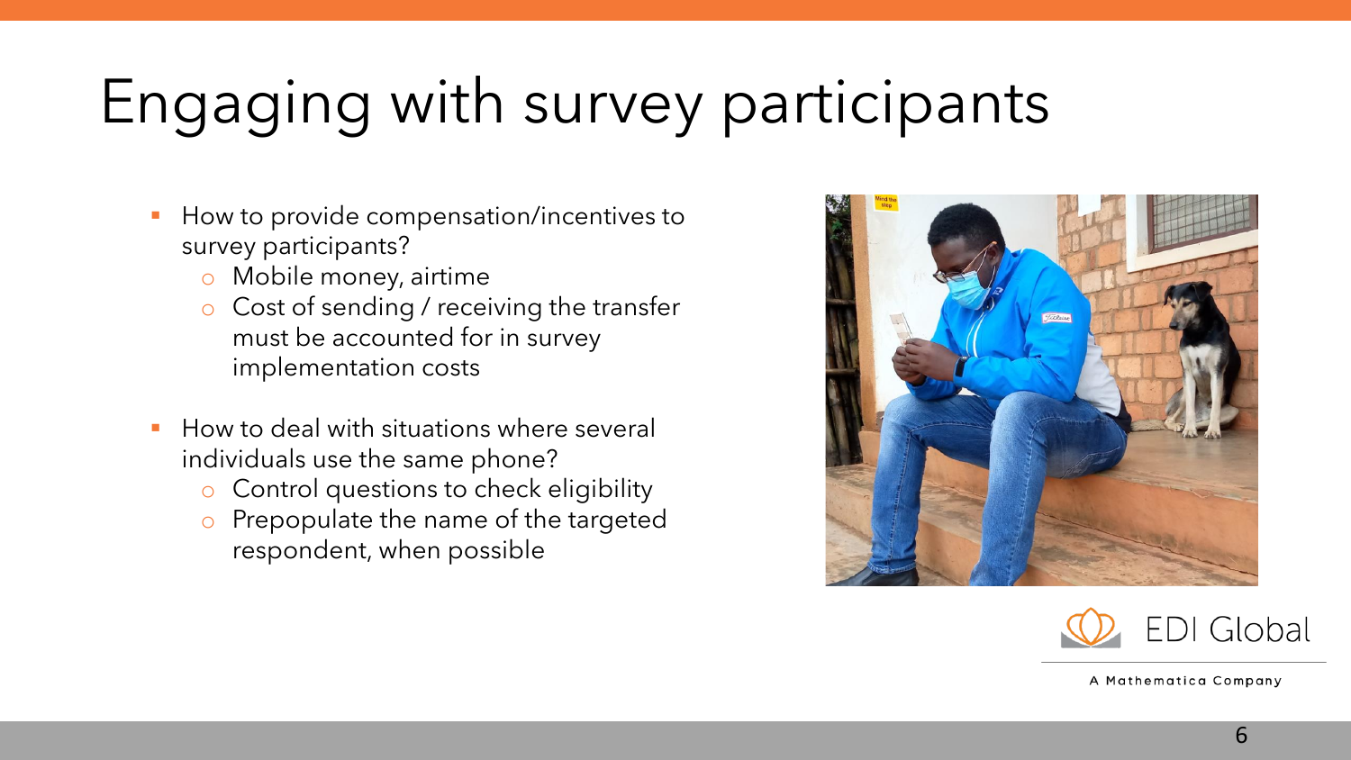# Engaging with survey participants

- How to provide compensation/incentives to survey participants?
  - Mobile money, airtime
  - Cost of sending / receiving the transfer must be accounted for in survey implementation costs

- How to deal with situations where several individuals use the same phone?
  - Control questions to check eligibility
  - Prepopulate the name of the targeted respondent, when possible

EDI Global

A Mathematica Company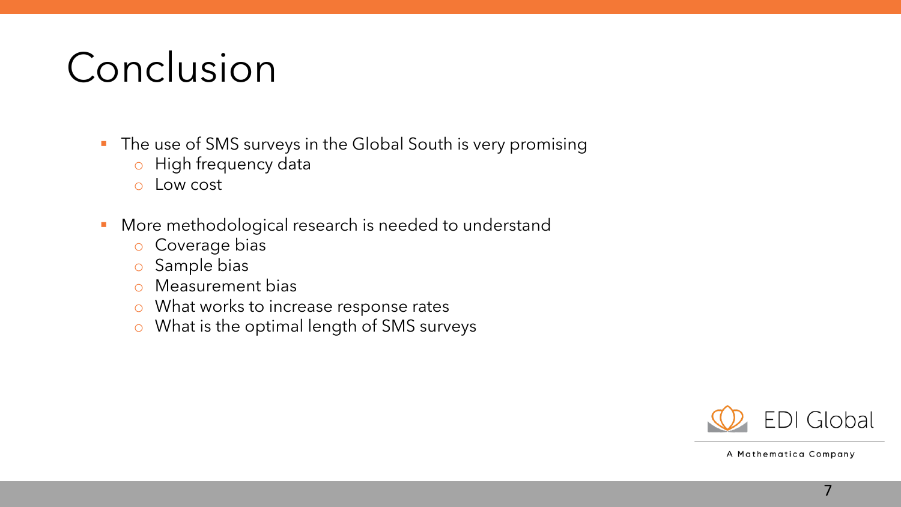# Conclusion

- The use of SMS surveys in the Global South is very promising
  - High frequency data
  - Low cost

- More methodological research is needed to understand
  - Coverage bias
  - Sample bias
  - Measurement bias
  - What works to increase response rates
  - What is the optimal length of SMS surveys

EDI Global

A Mathematica Company